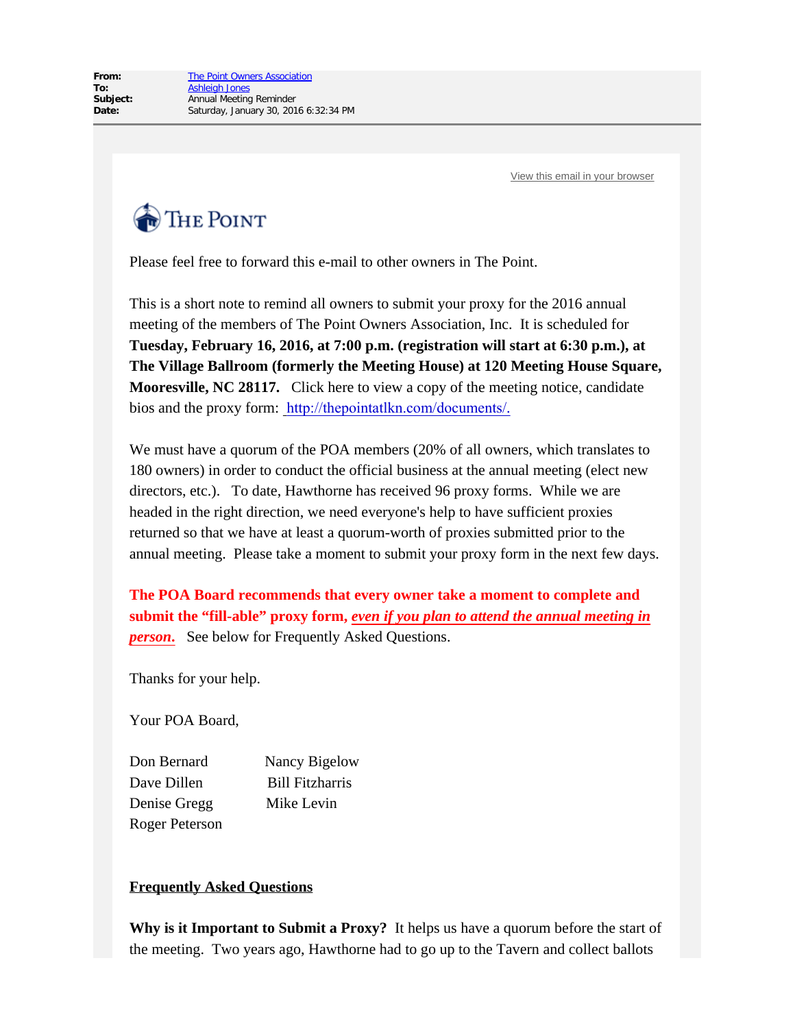**From:** The Point Owners Association
**To:** Ashleigh Jones
**Subject:** Annual Meeting Reminder
**Date:** Saturday, January 30, 2016 6:32:34 PM

View this email in your browser

THE POINT

Please feel free to forward this e-mail to other owners in The Point.

This is a short note to remind all owners to submit your proxy for the 2016 annual meeting of the members of The Point Owners Association, Inc. It is scheduled for **Tuesday, February 16, 2016, at 7:00 p.m. (registration will start at 6:30 p.m.), at The Village Ballroom (formerly the Meeting House) at 120 Meeting House Square, Mooresville, NC 28117.** Click here to view a copy of the meeting notice, candidate bios and the proxy form: http://thepointatlkn.com/documents/.

We must have a quorum of the POA members (20% of all owners, which translates to 180 owners) in order to conduct the official business at the annual meeting (elect new directors, etc.). To date, Hawthorne has received 96 proxy forms. While we are headed in the right direction, we need everyone's help to have sufficient proxies returned so that we have at least a quorum-worth of proxies submitted prior to the annual meeting. Please take a moment to submit your proxy form in the next few days.

**The POA Board recommends that every owner take a moment to complete and submit the "fill-able" proxy form, *even if you plan to attend the annual meeting in person*.** See below for Frequently Asked Questions.

Thanks for your help.

Your POA Board,

Don Bernard
Nancy Bigelow
Dave Dillen
Bill Fitzharris
Denise Gregg
Mike Levin
Roger Peterson

## Frequently Asked Questions

**Why is it Important to Submit a Proxy?** It helps us have a quorum before the start of the meeting. Two years ago, Hawthorne had to go up to the Tavern and collect ballots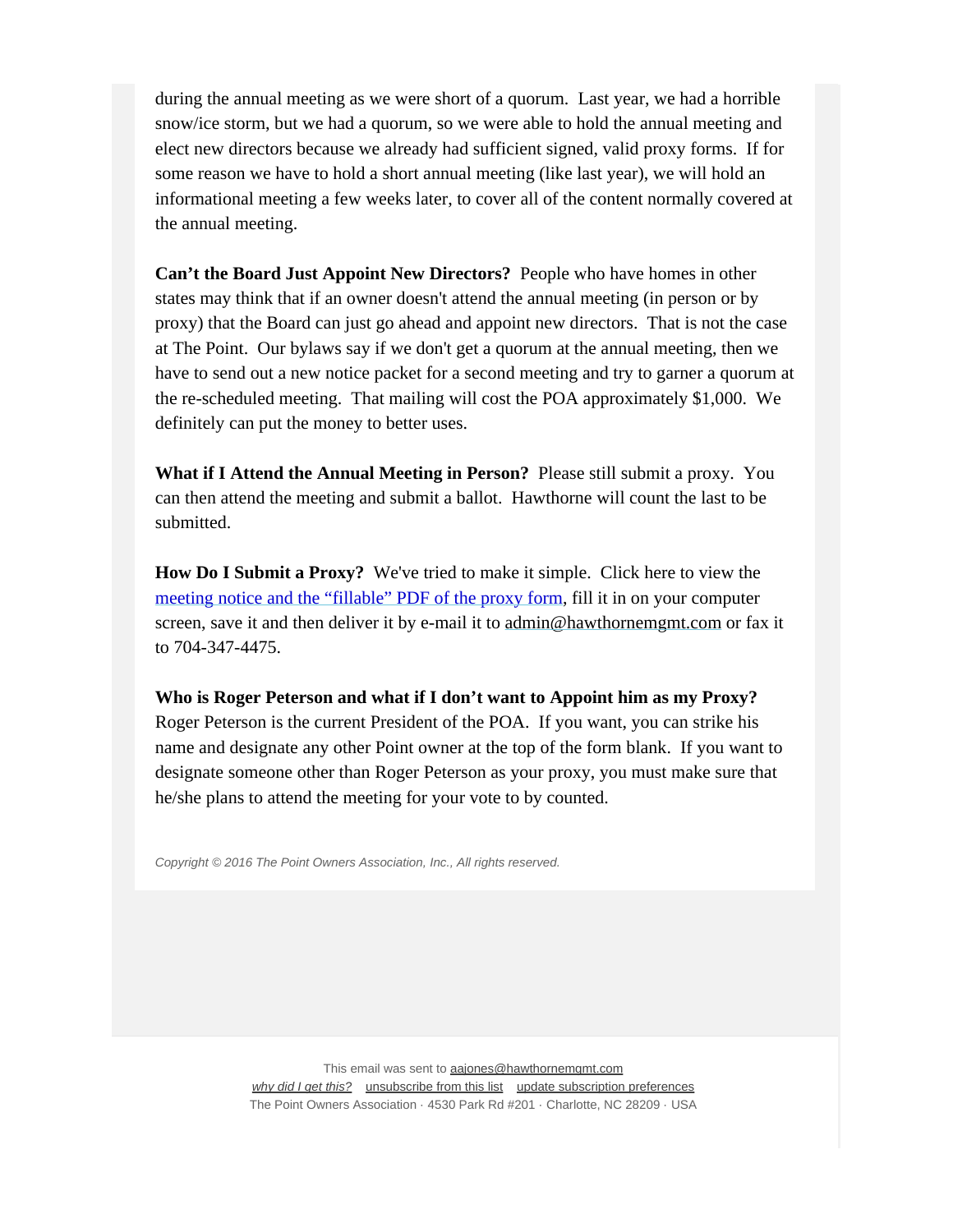during the annual meeting as we were short of a quorum. Last year, we had a horrible snow/ice storm, but we had a quorum, so we were able to hold the annual meeting and elect new directors because we already had sufficient signed, valid proxy forms. If for some reason we have to hold a short annual meeting (like last year), we will hold an informational meeting a few weeks later, to cover all of the content normally covered at the annual meeting.

**Can't the Board Just Appoint New Directors?** People who have homes in other states may think that if an owner doesn't attend the annual meeting (in person or by proxy) that the Board can just go ahead and appoint new directors. That is not the case at The Point. Our bylaws say if we don't get a quorum at the annual meeting, then we have to send out a new notice packet for a second meeting and try to garner a quorum at the re-scheduled meeting. That mailing will cost the POA approximately $1,000. We definitely can put the money to better uses.

**What if I Attend the Annual Meeting in Person?** Please still submit a proxy. You can then attend the meeting and submit a ballot. Hawthorne will count the last to be submitted.

**How Do I Submit a Proxy?** We've tried to make it simple. Click here to view the meeting notice and the "fillable" PDF of the proxy form, fill it in on your computer screen, save it and then deliver it by e-mail it to admin@hawthornemgmt.com or fax it to 704-347-4475.

**Who is Roger Peterson and what if I don't want to Appoint him as my Proxy?** Roger Peterson is the current President of the POA. If you want, you can strike his name and designate any other Point owner at the top of the form blank. If you want to designate someone other than Roger Peterson as your proxy, you must make sure that he/she plans to attend the meeting for your vote to by counted.

*Copyright © 2016 The Point Owners Association, Inc., All rights reserved.*

This email was sent to aajones@hawthornemgmt.com

*why did I get this?* unsubscribe from this list update subscription preferences

The Point Owners Association · 4530 Park Rd #201 · Charlotte, NC 28209 · USA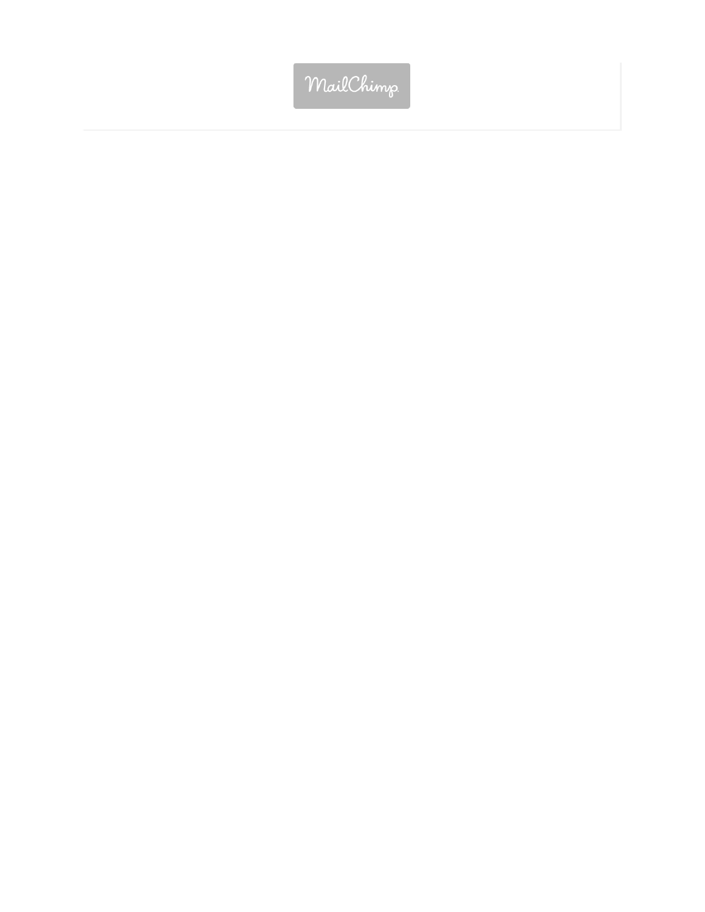MailChimp.